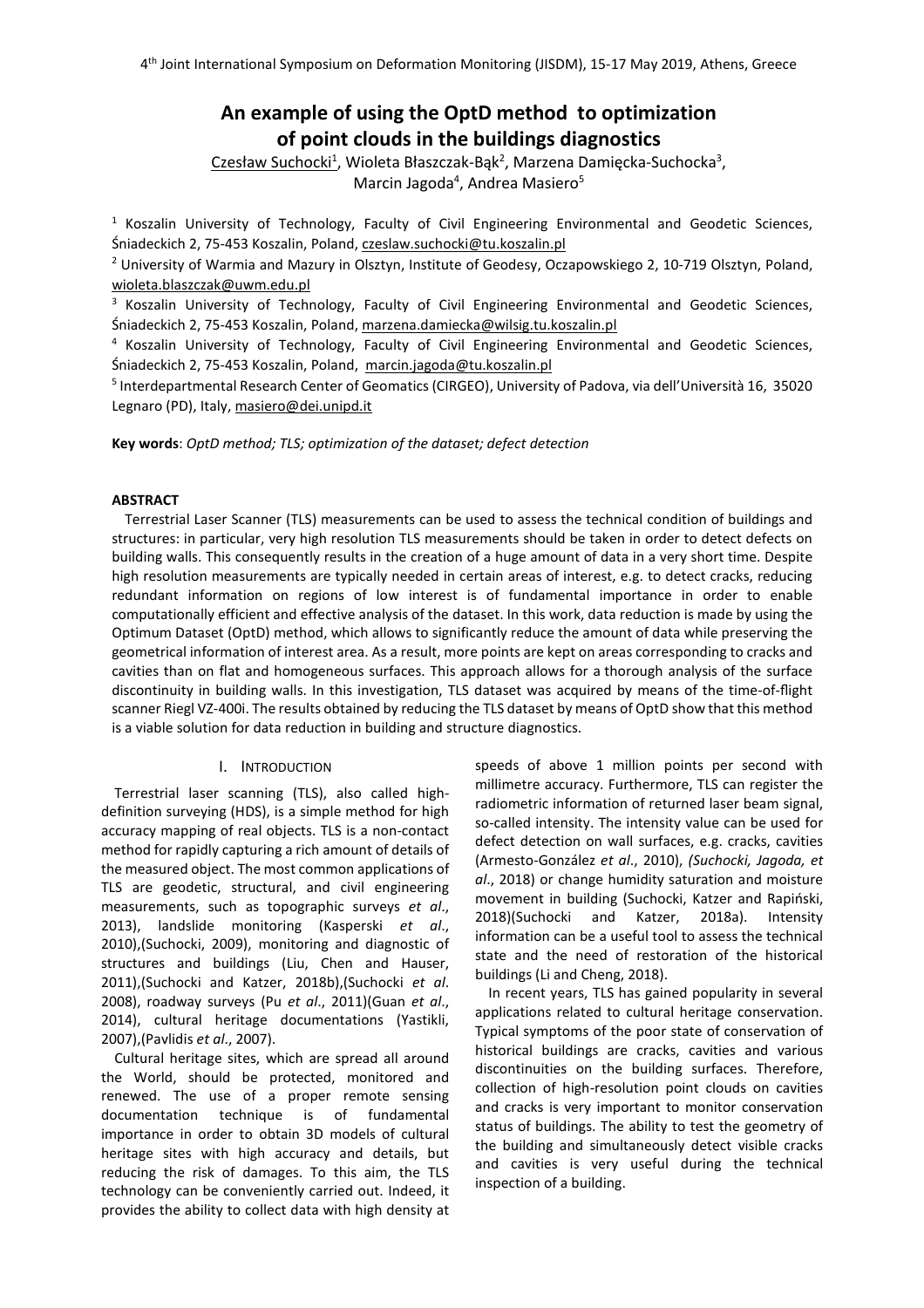# An example of using the OptD method to optimization of point clouds in the buildings diagnostics

Czesław Suchocki[1], Wioleta Błaszczak-Bąk[2], Marzena Damięcka-Suchocka[3], Marcin Jagoda[4], Andrea Masiero[5]

[1] Koszalin University of Technology, Faculty of Civil Engineering Environmental and Geodetic Sciences, Śniadeckich 2, 75-453 Koszalin, Poland, czeslaw.suchocki@tu.koszalin.pl

[2] University of Warmia and Mazury in Olsztyn, Institute of Geodesy, Oczapowskiego 2, 10-719 Olsztyn, Poland, wioleta.blaszczak@uwm.edu.pl

[3] Koszalin University of Technology, Faculty of Civil Engineering Environmental and Geodetic Sciences, Śniadeckich 2, 75-453 Koszalin, Poland, marzena.damiecka@wilsig.tu.koszalin.pl

[4] Koszalin University of Technology, Faculty of Civil Engineering Environmental and Geodetic Sciences, Śniadeckich 2, 75-453 Koszalin, Poland, marcin.jagoda@tu.koszalin.pl

[5] Interdepartmental Research Center of Geomatics (CIRGEO), University of Padova, via dell'Università 16, 35020 Legnaro (PD), Italy, masiero@dei.unipd.it

**Key words**: *OptD method; TLS; optimization of the dataset; defect detection*

## ABSTRACT

Terrestrial Laser Scanner (TLS) measurements can be used to assess the technical condition of buildings and structures: in particular, very high resolution TLS measurements should be taken in order to detect defects on building walls. This consequently results in the creation of a huge amount of data in a very short time. Despite high resolution measurements are typically needed in certain areas of interest, e.g. to detect cracks, reducing redundant information on regions of low interest is of fundamental importance in order to enable computationally efficient and effective analysis of the dataset. In this work, data reduction is made by using the Optimum Dataset (OptD) method, which allows to significantly reduce the amount of data while preserving the geometrical information of interest area. As a result, more points are kept on areas corresponding to cracks and cavities than on flat and homogeneous surfaces. This approach allows for a thorough analysis of the surface discontinuity in building walls. In this investigation, TLS dataset was acquired by means of the time-of-flight scanner Riegl VZ-400i. The results obtained by reducing the TLS dataset by means of OptD show that this method is a viable solution for data reduction in building and structure diagnostics.

## I. INTRODUCTION

Terrestrial laser scanning (TLS), also called high-definition surveying (HDS), is a simple method for high accuracy mapping of real objects. TLS is a non-contact method for rapidly capturing a rich amount of details of the measured object. The most common applications of TLS are geodetic, structural, and civil engineering measurements, such as topographic surveys *et al*., 2013), landslide monitoring (Kasperski *et al*., 2010),(Suchocki, 2009), monitoring and diagnostic of structures and buildings (Liu, Chen and Hauser, 2011),(Suchocki and Katzer, 2018b),(Suchocki *et al*. 2008), roadway surveys (Pu *et al*., 2011)(Guan *et al*., 2014), cultural heritage documentations (Yastikli, 2007),(Pavlidis *et al*., 2007).

Cultural heritage sites, which are spread all around the World, should be protected, monitored and renewed. The use of a proper remote sensing documentation technique is of fundamental importance in order to obtain 3D models of cultural heritage sites with high accuracy and details, but reducing the risk of damages. To this aim, the TLS technology can be conveniently carried out. Indeed, it provides the ability to collect data with high density at speeds of above 1 million points per second with millimetre accuracy. Furthermore, TLS can register the radiometric information of returned laser beam signal, so-called intensity. The intensity value can be used for defect detection on wall surfaces, e.g. cracks, cavities (Armesto-González *et al*., 2010), *(Suchocki, Jagoda, et al*., 2018) or change humidity saturation and moisture movement in building (Suchocki, Katzer and Rapiński, 2018)(Suchocki and Katzer, 2018a). Intensity information can be a useful tool to assess the technical state and the need of restoration of the historical buildings (Li and Cheng, 2018).

In recent years, TLS has gained popularity in several applications related to cultural heritage conservation. Typical symptoms of the poor state of conservation of historical buildings are cracks, cavities and various discontinuities on the building surfaces. Therefore, collection of high-resolution point clouds on cavities and cracks is very important to monitor conservation status of buildings. The ability to test the geometry of the building and simultaneously detect visible cracks and cavities is very useful during the technical inspection of a building.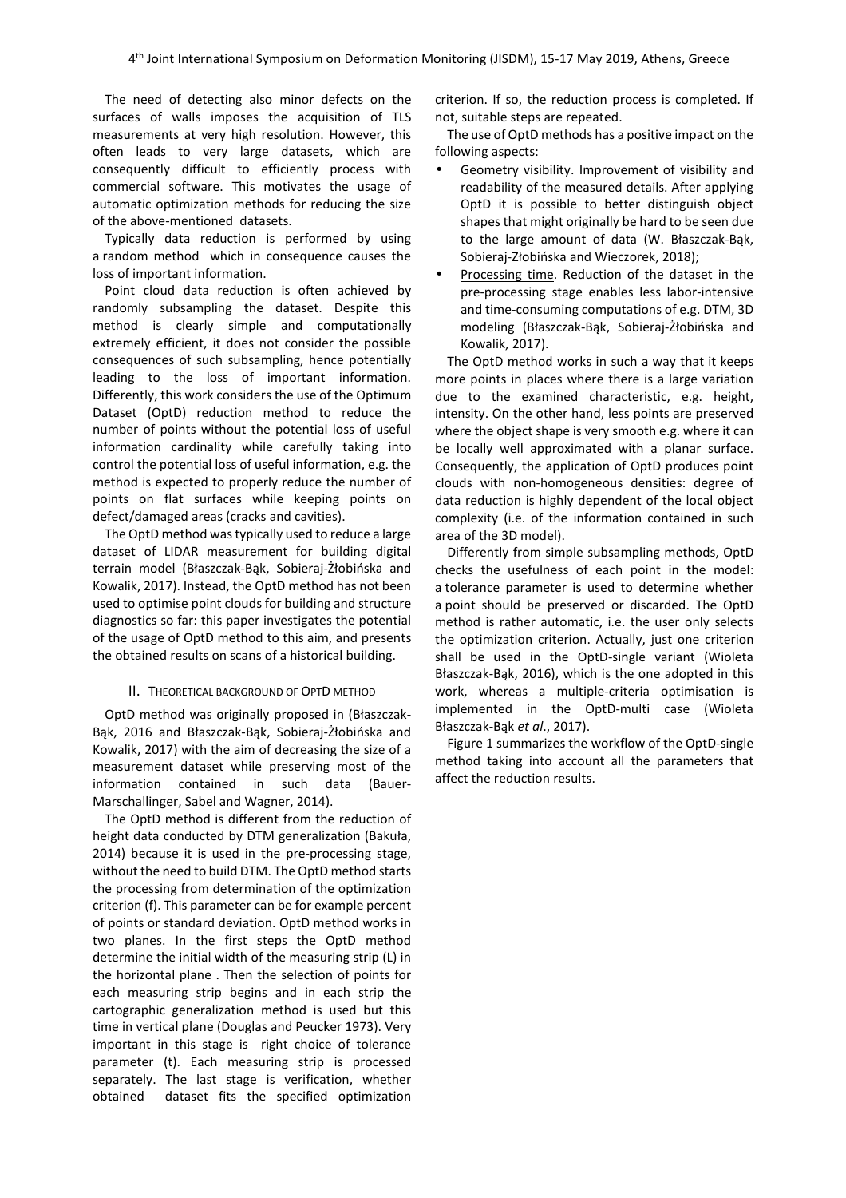The need of detecting also minor defects on the surfaces of walls imposes the acquisition of TLS measurements at very high resolution. However, this often leads to very large datasets, which are consequently difficult to efficiently process with commercial software. This motivates the usage of automatic optimization methods for reducing the size of the above-mentioned datasets.

Typically data reduction is performed by using a random method which in consequence causes the loss of important information.

Point cloud data reduction is often achieved by randomly subsampling the dataset. Despite this method is clearly simple and computationally extremely efficient, it does not consider the possible consequences of such subsampling, hence potentially leading to the loss of important information. Differently, this work considers the use of the Optimum Dataset (OptD) reduction method to reduce the number of points without the potential loss of useful information cardinality while carefully taking into control the potential loss of useful information, e.g. the method is expected to properly reduce the number of points on flat surfaces while keeping points on defect/damaged areas (cracks and cavities).

The OptD method was typically used to reduce a large dataset of LIDAR measurement for building digital terrain model (Błaszczak-Bąk, Sobieraj-Żłobińska and Kowalik, 2017). Instead, the OptD method has not been used to optimise point clouds for building and structure diagnostics so far: this paper investigates the potential of the usage of OptD method to this aim, and presents the obtained results on scans of a historical building.

## II. Theoretical background of OptD method

OptD method was originally proposed in (Błaszczak-Bąk, 2016 and Błaszczak-Bąk, Sobieraj-Żłobińska and Kowalik, 2017) with the aim of decreasing the size of a measurement dataset while preserving most of the information contained in such data (Bauer-Marschallinger, Sabel and Wagner, 2014).

The OptD method is different from the reduction of height data conducted by DTM generalization (Bakuła, 2014) because it is used in the pre-processing stage, without the need to build DTM. The OptD method starts the processing from determination of the optimization criterion (f). This parameter can be for example percent of points or standard deviation. OptD method works in two planes. In the first steps the OptD method determine the initial width of the measuring strip (L) in the horizontal plane . Then the selection of points for each measuring strip begins and in each strip the cartographic generalization method is used but this time in vertical plane (Douglas and Peucker 1973). Very important in this stage is right choice of tolerance parameter (t). Each measuring strip is processed separately. The last stage is verification, whether obtained dataset fits the specified optimization criterion. If so, the reduction process is completed. If not, suitable steps are repeated.

The use of OptD methods has a positive impact on the following aspects:

- Geometry visibility. Improvement of visibility and readability of the measured details. After applying OptD it is possible to better distinguish object shapes that might originally be hard to be seen due to the large amount of data (W. Błaszczak-Bąk, Sobieraj-Złobińska and Wieczorek, 2018);
- Processing time. Reduction of the dataset in the pre-processing stage enables less labor-intensive and time-consuming computations of e.g. DTM, 3D modeling (Błaszczak-Bąk, Sobieraj-Żłobińska and Kowalik, 2017).

The OptD method works in such a way that it keeps more points in places where there is a large variation due to the examined characteristic, e.g. height, intensity. On the other hand, less points are preserved where the object shape is very smooth e.g. where it can be locally well approximated with a planar surface. Consequently, the application of OptD produces point clouds with non-homogeneous densities: degree of data reduction is highly dependent of the local object complexity (i.e. of the information contained in such area of the 3D model).

Differently from simple subsampling methods, OptD checks the usefulness of each point in the model: a tolerance parameter is used to determine whether a point should be preserved or discarded. The OptD method is rather automatic, i.e. the user only selects the optimization criterion. Actually, just one criterion shall be used in the OptD-single variant (Wioleta Błaszczak-Bąk, 2016), which is the one adopted in this work, whereas a multiple-criteria optimisation is implemented in the OptD-multi case (Wioleta Błaszczak-Bąk *et al*., 2017).

Figure 1 summarizes the workflow of the OptD-single method taking into account all the parameters that affect the reduction results.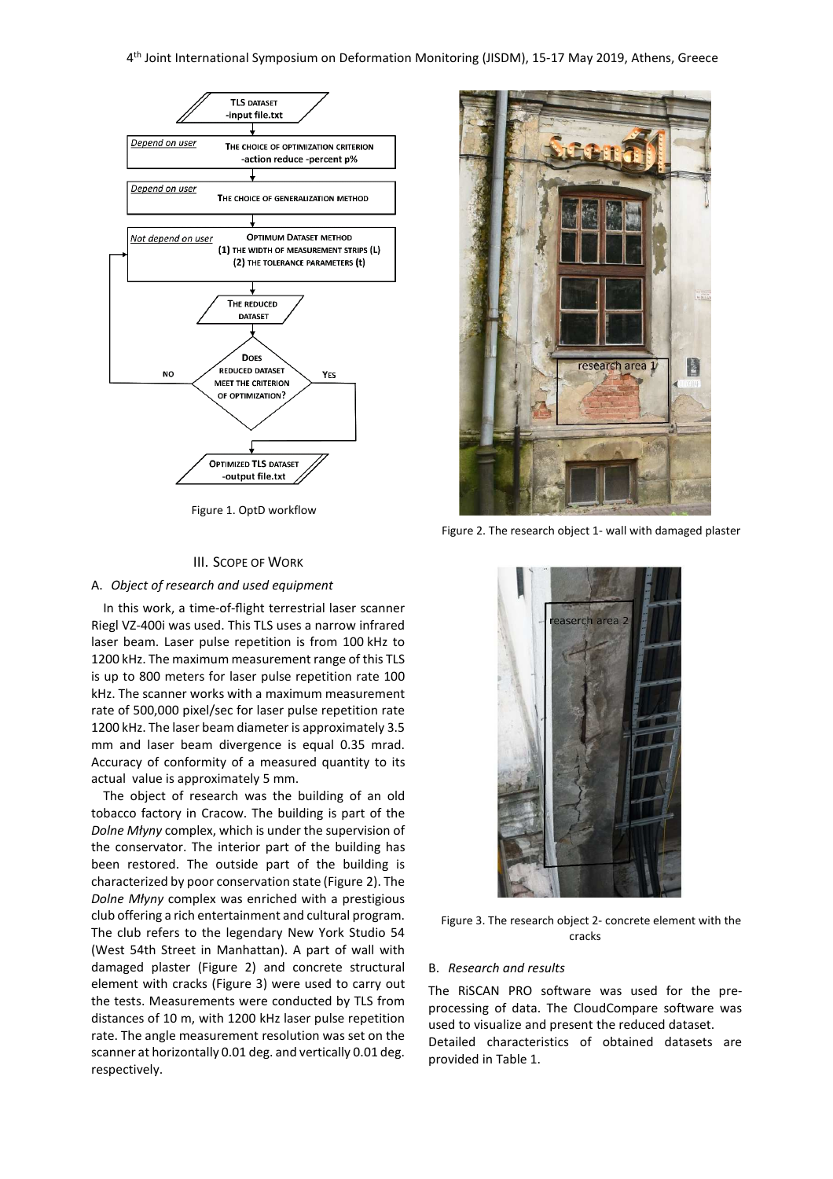Figure 1. OptD workflow

Figure 2. The research object 1- wall with damaged plaster

## III. Scope of Work

### A. *Object of research and used equipment*

In this work, a time-of-flight terrestrial laser scanner Riegl VZ-400i was used. This TLS uses a narrow infrared laser beam. Laser pulse repetition is from 100 kHz to 1200 kHz. The maximum measurement range of this TLS is up to 800 meters for laser pulse repetition rate 100 kHz. The scanner works with a maximum measurement rate of 500,000 pixel/sec for laser pulse repetition rate 1200 kHz. The laser beam diameter is approximately 3.5 mm and laser beam divergence is equal 0.35 mrad. Accuracy of conformity of a measured quantity to its actual value is approximately 5 mm.

The object of research was the building of an old tobacco factory in Cracow. The building is part of the *Dolne Młyny* complex, which is under the supervision of the conservator. The interior part of the building has been restored. The outside part of the building is characterized by poor conservation state (Figure 2). The *Dolne Młyny* complex was enriched with a prestigious club offering a rich entertainment and cultural program. The club refers to the legendary New York Studio 54 (West 54th Street in Manhattan). A part of wall with damaged plaster (Figure 2) and concrete structural element with cracks (Figure 3) were used to carry out the tests. Measurements were conducted by TLS from distances of 10 m, with 1200 kHz laser pulse repetition rate. The angle measurement resolution was set on the scanner at horizontally 0.01 deg. and vertically 0.01 deg. respectively.

Figure 3. The research object 2- concrete element with the cracks

### B. *Research and results*

The RiSCAN PRO software was used for the pre-processing of data. The CloudCompare software was used to visualize and present the reduced dataset.
Detailed characteristics of obtained datasets are provided in Table 1.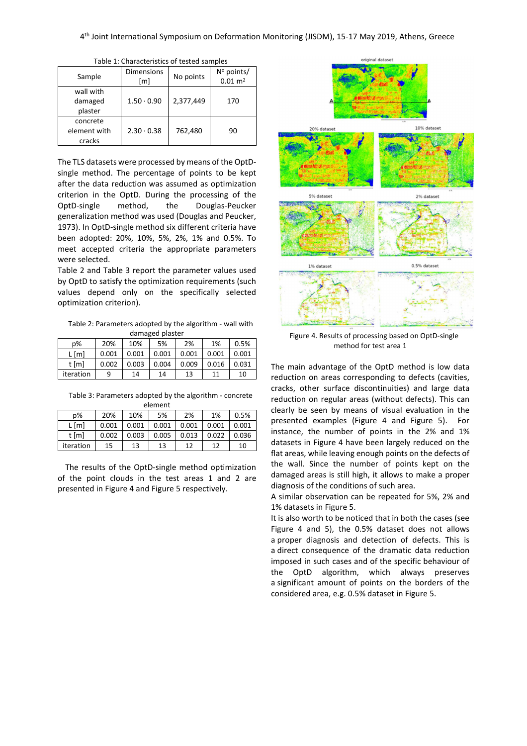Table 1: Characteristics of tested samples

| Sample | Dimensions [m] | No points | N° points/ 0.01 m² |
|---|---|---|---|
| wall with damaged plaster | 1.50 · 0.90 | 2,377,449 | 170 |
| concrete element with cracks | 2.30 · 0.38 | 762,480 | 90 |

The TLS datasets were processed by means of the OptD-single method. The percentage of points to be kept after the data reduction was assumed as optimization criterion in the OptD. During the processing of the OptD-single method, the Douglas-Peucker generalization method was used (Douglas and Peucker, 1973). In OptD-single method six different criteria have been adopted: 20%, 10%, 5%, 2%, 1% and 0.5%. To meet accepted criteria the appropriate parameters were selected.

Table 2 and Table 3 report the parameter values used by OptD to satisfy the optimization requirements (such values depend only on the specifically selected optimization criterion).

Table 2: Parameters adopted by the algorithm - wall with damaged plaster

| p% | 20% | 10% | 5% | 2% | 1% | 0.5% |
|---|---|---|---|---|---|---|
| L [m] | 0.001 | 0.001 | 0.001 | 0.001 | 0.001 | 0.001 |
| t [m] | 0.002 | 0.003 | 0.004 | 0.009 | 0.016 | 0.031 |
| iteration | 9 | 14 | 14 | 13 | 11 | 10 |

Table 3: Parameters adopted by the algorithm - concrete element

| p% | 20% | 10% | 5% | 2% | 1% | 0.5% |
|---|---|---|---|---|---|---|
| L [m] | 0.001 | 0.001 | 0.001 | 0.001 | 0.001 | 0.001 |
| t [m] | 0.002 | 0.003 | 0.005 | 0.013 | 0.022 | 0.036 |
| iteration | 15 | 13 | 13 | 12 | 12 | 10 |

The results of the OptD-single method optimization of the point clouds in the test areas 1 and 2 are presented in Figure 4 and Figure 5 respectively.

Figure 4. Results of processing based on OptD-single method for test area 1

The main advantage of the OptD method is low data reduction on areas corresponding to defects (cavities, cracks, other surface discontinuities) and large data reduction on regular areas (without defects). This can clearly be seen by means of visual evaluation in the presented examples (Figure 4 and Figure 5). For instance, the number of points in the 2% and 1% datasets in Figure 4 have been largely reduced on the flat areas, while leaving enough points on the defects of the wall. Since the number of points kept on the damaged areas is still high, it allows to make a proper diagnosis of the conditions of such area.

A similar observation can be repeated for 5%, 2% and 1% datasets in Figure 5.

It is also worth to be noticed that in both the cases (see Figure 4 and 5), the 0.5% dataset does not allows a proper diagnosis and detection of defects. This is a direct consequence of the dramatic data reduction imposed in such cases and of the specific behaviour of the OptD algorithm, which always preserves a significant amount of points on the borders of the considered area, e.g. 0.5% dataset in Figure 5.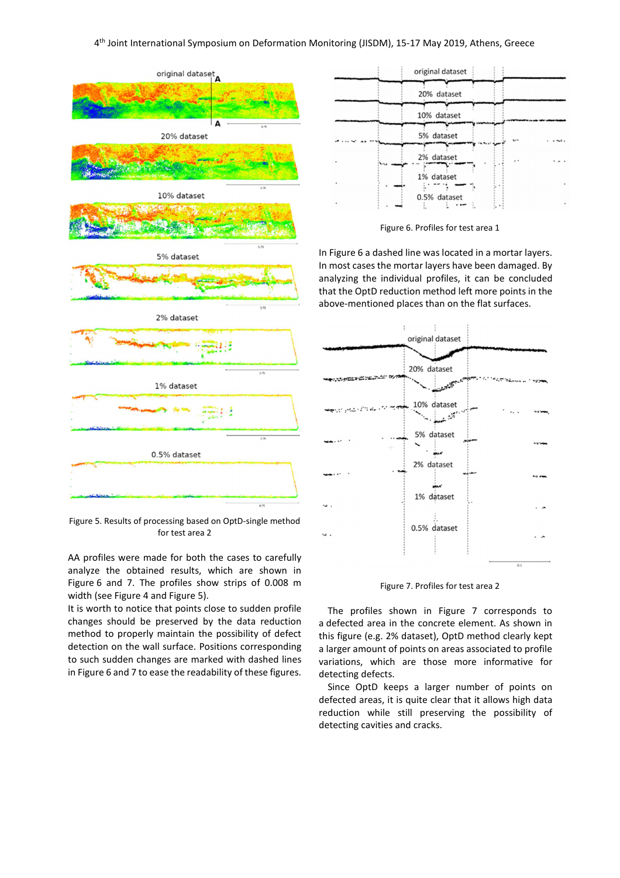Figure 5. Results of processing based on OptD-single method for test area 2

AA profiles were made for both the cases to carefully analyze the obtained results, which are shown in Figure 6 and 7. The profiles show strips of 0.008 m width (see Figure 4 and Figure 5).

It is worth to notice that points close to sudden profile changes should be preserved by the data reduction method to properly maintain the possibility of defect detection on the wall surface. Positions corresponding to such sudden changes are marked with dashed lines in Figure 6 and 7 to ease the readability of these figures.

Figure 6. Profiles for test area 1

In Figure 6 a dashed line was located in a mortar layers. In most cases the mortar layers have been damaged. By analyzing the individual profiles, it can be concluded that the OptD reduction method left more points in the above-mentioned places than on the flat surfaces.

Figure 7. Profiles for test area 2

The profiles shown in Figure 7 corresponds to a defected area in the concrete element. As shown in this figure (e.g. 2% dataset), OptD method clearly kept a larger amount of points on areas associated to profile variations, which are those more informative for detecting defects.

Since OptD keeps a larger number of points on defected areas, it is quite clear that it allows high data reduction while still preserving the possibility of detecting cavities and cracks.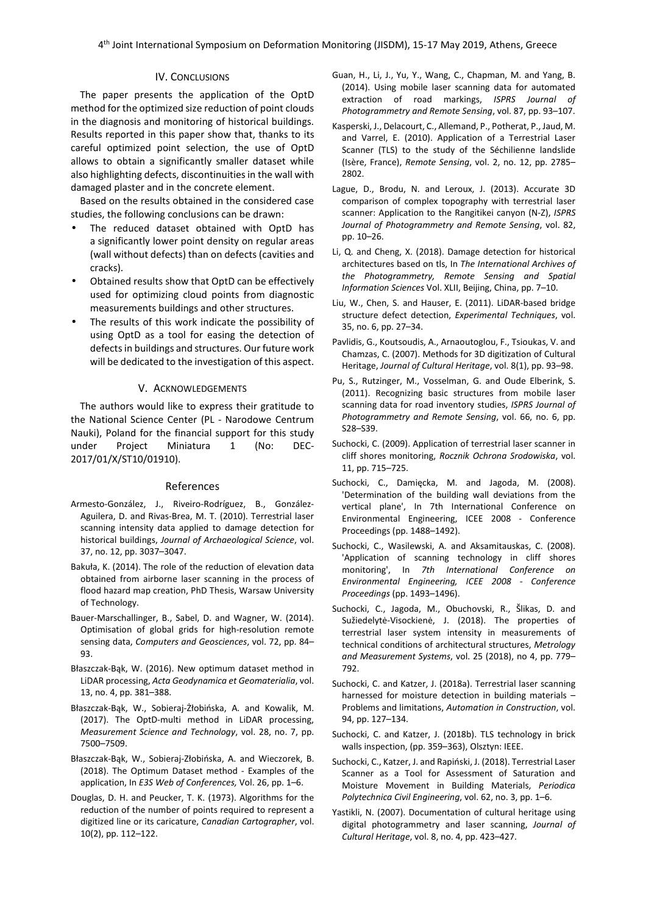## IV. Conclusions

The paper presents the application of the OptD method for the optimized size reduction of point clouds in the diagnosis and monitoring of historical buildings. Results reported in this paper show that, thanks to its careful optimized point selection, the use of OptD allows to obtain a significantly smaller dataset while also highlighting defects, discontinuities in the wall with damaged plaster and in the concrete element.

Based on the results obtained in the considered case studies, the following conclusions can be drawn:

- The reduced dataset obtained with OptD has a significantly lower point density on regular areas (wall without defects) than on defects (cavities and cracks).
- Obtained results show that OptD can be effectively used for optimizing cloud points from diagnostic measurements buildings and other structures.
- The results of this work indicate the possibility of using OptD as a tool for easing the detection of defects in buildings and structures. Our future work will be dedicated to the investigation of this aspect.

## V. Acknowledgements

The authors would like to express their gratitude to the National Science Center (PL - Narodowe Centrum Nauki), Poland for the financial support for this study under Project Miniatura 1 (No: DEC-2017/01/X/ST10/01910).

## References

Armesto-González, J., Riveiro-Rodríguez, B., González-Aguilera, D. and Rivas-Brea, M. T. (2010). Terrestrial laser scanning intensity data applied to damage detection for historical buildings, *Journal of Archaeological Science*, vol. 37, no. 12, pp. 3037–3047.

Bakuła, K. (2014). The role of the reduction of elevation data obtained from airborne laser scanning in the process of flood hazard map creation, PhD Thesis, Warsaw University of Technology.

Bauer-Marschallinger, B., Sabel, D. and Wagner, W. (2014). Optimisation of global grids for high-resolution remote sensing data, *Computers and Geosciences*, vol. 72, pp. 84–93.

Błaszczak-Bąk, W. (2016). New optimum dataset method in LiDAR processing, *Acta Geodynamica et Geomaterialia*, vol. 13, no. 4, pp. 381–388.

Błaszczak-Bąk, W., Sobieraj-Żłobińska, A. and Kowalik, M. (2017). The OptD-multi method in LiDAR processing, *Measurement Science and Technology*, vol. 28, no. 7, pp. 7500–7509.

Błaszczak-Bąk, W., Sobieraj-Złobińska, A. and Wieczorek, B. (2018). The Optimum Dataset method - Examples of the application, In *E3S Web of Conferences,* Vol. 26, pp. 1–6.

Douglas, D. H. and Peucker, T. K. (1973). Algorithms for the reduction of the number of points required to represent a digitized line or its caricature, *Canadian Cartographer*, vol. 10(2), pp. 112–122.

Guan, H., Li, J., Yu, Y., Wang, C., Chapman, M. and Yang, B. (2014). Using mobile laser scanning data for automated extraction of road markings, *ISPRS Journal of Photogrammetry and Remote Sensing*, vol. 87, pp. 93–107.

Kasperski, J., Delacourt, C., Allemand, P., Potherat, P., Jaud, M. and Varrel, E. (2010). Application of a Terrestrial Laser Scanner (TLS) to the study of the Séchilienne landslide (Isère, France), *Remote Sensing*, vol. 2, no. 12, pp. 2785–2802.

Lague, D., Brodu, N. and Leroux, J. (2013). Accurate 3D comparison of complex topography with terrestrial laser scanner: Application to the Rangitikei canyon (N-Z), *ISPRS Journal of Photogrammetry and Remote Sensing*, vol. 82, pp. 10–26.

Li, Q. and Cheng, X. (2018). Damage detection for historical architectures based on tls, In *The International Archives of the Photogrammetry, Remote Sensing and Spatial Information Sciences* Vol. XLII, Beijing, China, pp. 7–10.

Liu, W., Chen, S. and Hauser, E. (2011). LiDAR-based bridge structure defect detection, *Experimental Techniques*, vol. 35, no. 6, pp. 27–34.

Pavlidis, G., Koutsoudis, A., Arnaoutoglou, F., Tsioukas, V. and Chamzas, C. (2007). Methods for 3D digitization of Cultural Heritage, *Journal of Cultural Heritage*, vol. 8(1), pp. 93–98.

Pu, S., Rutzinger, M., Vosselman, G. and Oude Elberink, S. (2011). Recognizing basic structures from mobile laser scanning data for road inventory studies, *ISPRS Journal of Photogrammetry and Remote Sensing*, vol. 66, no. 6, pp. S28–S39.

Suchocki, C. (2009). Application of terrestrial laser scanner in cliff shores monitoring, *Rocznik Ochrona Srodowiska*, vol. 11, pp. 715–725.

Suchocki, C., Damięcka, M. and Jagoda, M. (2008). 'Determination of the building wall deviations from the vertical plane', In 7th International Conference on Environmental Engineering, ICEE 2008 - Conference Proceedings (pp. 1488–1492).

Suchocki, C., Wasilewski, A. and Aksamitauskas, C. (2008). 'Application of scanning technology in cliff shores monitoring', In *7th International Conference on Environmental Engineering, ICEE 2008 - Conference Proceedings* (pp. 1493–1496).

Suchocki, C., Jagoda, M., Obuchovski, R., Šlikas, D. and Sužiedelytė-Visockienė, J. (2018). The properties of terrestrial laser system intensity in measurements of technical conditions of architectural structures, *Metrology and Measurement Systems*, vol. 25 (2018), no 4, pp. 779–792.

Suchocki, C. and Katzer, J. (2018a). Terrestrial laser scanning harnessed for moisture detection in building materials – Problems and limitations, *Automation in Construction*, vol. 94, pp. 127–134.

Suchocki, C. and Katzer, J. (2018b). TLS technology in brick walls inspection, (pp. 359–363), Olsztyn: IEEE.

Suchocki, C., Katzer, J. and Rapiński, J. (2018). Terrestrial Laser Scanner as a Tool for Assessment of Saturation and Moisture Movement in Building Materials, *Periodica Polytechnica Civil Engineering*, vol. 62, no. 3, pp. 1–6.

Yastikli, N. (2007). Documentation of cultural heritage using digital photogrammetry and laser scanning, *Journal of Cultural Heritage*, vol. 8, no. 4, pp. 423–427.